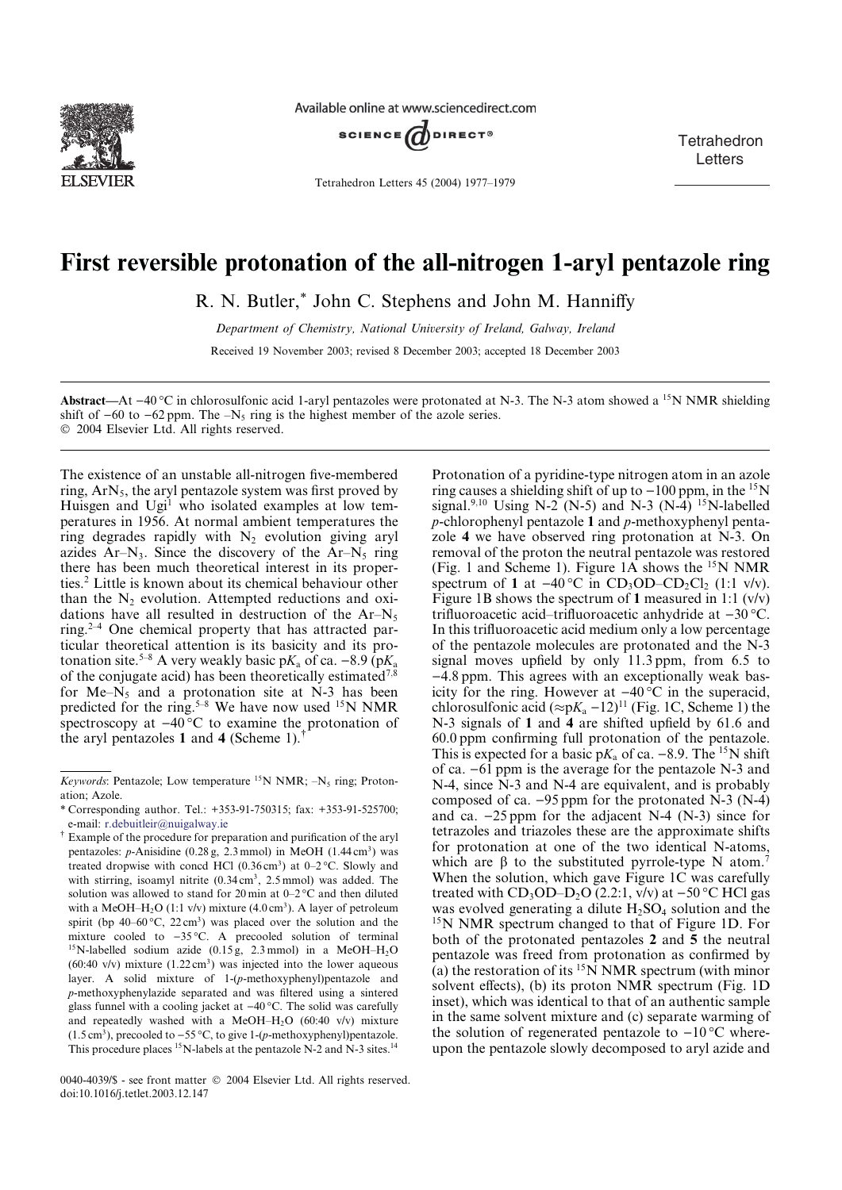# First reversible protonation of the all-nitrogen 1-aryl pentazole ring

R. N. Butler,* John C. Stephens and John M. Hanniffy

*Department of Chemistry, National University of Ireland, Galway, Ireland*

Received 19 November 2003; revised 8 December 2003; accepted 18 December 2003

**Abstract**—At −40 °C in chlorosulfonic acid 1-aryl pentazoles were protonated at N-3. The N-3 atom showed a $^{15}$N NMR shielding shift of −60 to −62 ppm. The $-N_5$ ring is the highest member of the azole series.
© 2004 Elsevier Ltd. All rights reserved.

The existence of an unstable all-nitrogen five-membered ring, $ArN_5$, the aryl pentazole system was first proved by Huisgen and Ugi[1] who isolated examples at low temperatures in 1956. At normal ambient temperatures the ring degrades rapidly with $N_2$ evolution giving aryl azides $Ar–N_3$. Since the discovery of the $Ar–N_5$ ring there has been much theoretical interest in its properties.[2] Little is known about its chemical behaviour other than the $N_2$ evolution. Attempted reductions and oxidations have all resulted in destruction of the $Ar–N_5$ ring.[2–4] One chemical property that has attracted particular theoretical attention is its basicity and its protonation site.[5–8] A very weakly basic $pK_a$ of ca. −8.9 ($pK_a$ of the conjugate acid) has been theoretically estimated[7,8] for $Me–N_5$ and a protonation site at N-3 has been predicted for the ring.[5–8] We have now used $^{15}$N NMR spectroscopy at −40 °C to examine the protonation of the aryl pentazoles **1** and **4** (Scheme 1).[†]

Protonation of a pyridine-type nitrogen atom in an azole ring causes a shielding shift of up to −100 ppm, in the $^{15}$N signal.[9,10] Using N-2 (N-5) and N-3 (N-4) $^{15}$N-labelled *p*-chlorophenyl pentazole **1** and *p*-methoxyphenyl pentazole **4** we have observed ring protonation at N-3. On removal of the proton the neutral pentazole was restored (Fig. 1 and Scheme 1). Figure 1A shows the $^{15}$N NMR spectrum of **1** at −40 °C in $CD_3OD–CD_2Cl_2$ (1:1 v/v). Figure 1B shows the spectrum of **1** measured in 1:1 (v/v) trifluoroacetic acid–trifluoroacetic anhydride at −30 °C. In this trifluoroacetic acid medium only a low percentage of the pentazole molecules are protonated and the N-3 signal moves upfield by only 11.3 ppm, from 6.5 to −4.8 ppm. This agrees with an exceptionally weak basicity for the ring. However at −40 °C in the superacid, chlorosulfonic acid (≈$pK_a$ −12)[11] (Fig. 1C, Scheme 1) the N-3 signals of **1** and **4** are shifted upfield by 61.6 and 60.0 ppm confirming full protonation of the pentazole. This is expected for a basic $pK_a$ of ca. −8.9. The $^{15}$N shift of ca. −61 ppm is the average for the pentazole N-3 and N-4, since N-3 and N-4 are equivalent, and is probably composed of ca. −95 ppm for the protonated N-3 (N-4) and ca. −25 ppm for the adjacent N-4 (N-3) since for tetrazoles and triazoles these are the approximate shifts for protonation at one of the two identical N-atoms, which are β to the substituted pyrrole-type N atom.[7] When the solution, which gave Figure 1C was carefully treated with $CD_3OD–D_2O$ (2.2:1, v/v) at −50 °C HCl gas was evolved generating a dilute $H_2SO_4$ solution and the $^{15}$N NMR spectrum changed to that of Figure 1D. For both of the protonated pentazoles **2** and **5** the neutral pentazole was freed from protonation as confirmed by (a) the restoration of its $^{15}$N NMR spectrum (with minor solvent effects), (b) its proton NMR spectrum (Fig. 1D inset), which was identical to that of an authentic sample in the same solvent mixture and (c) separate warming of the solution of regenerated pentazole to −10 °C whereupon the pentazole slowly decomposed to aryl azide and

*Keywords*: Pentazole; Low temperature $^{15}$N NMR; $-N_5$ ring; Protonation; Azole.

\* Corresponding author. Tel.: +353-91-750315; fax: +353-91-525700; e-mail: r.debuitleir@nuigalway.ie

† Example of the procedure for preparation and purification of the aryl pentazoles: *p*-Anisidine (0.28 g, 2.3 mmol) in MeOH (1.44 cm$^3$) was treated dropwise with concd HCl (0.36 cm$^3$) at 0–2 °C. Slowly and with stirring, isoamyl nitrite (0.34 cm$^3$, 2.5 mmol) was added. The solution was allowed to stand for 20 min at 0–2 °C and then diluted with a $MeOH–H_2O$ (1:1 v/v) mixture (4.0 cm$^3$). A layer of petroleum spirit (bp 40–60 °C, 22 cm$^3$) was placed over the solution and the mixture cooled to −35 °C. A precooled solution of terminal $^{15}$N-labelled sodium azide (0.15 g, 2.3 mmol) in a $MeOH–H_2O$ (60:40 v/v) mixture (1.22 cm$^3$) was injected into the lower aqueous layer. A solid mixture of 1-(*p*-methoxyphenyl)pentazole and *p*-methoxyphenylazide separated and was filtered using a sintered glass funnel with a cooling jacket at −40 °C. The solid was carefully and repeatedly washed with a $MeOH–H_2O$ (60:40 v/v) mixture (1.5 cm$^3$), precooled to −55 °C, to give 1-(*p*-methoxyphenyl)pentazole. This procedure places $^{15}$N-labels at the pentazole N-2 and N-3 sites.[14]

0040-4039/$ - see front matter © 2004 Elsevier Ltd. All rights reserved.
doi:10.1016/j.tetlet.2003.12.147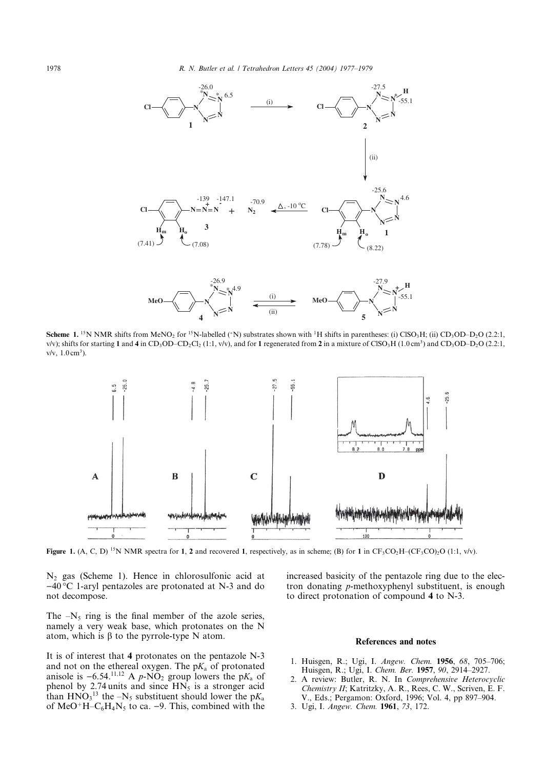**Scheme 1.** $^{15}$N NMR shifts from $MeNO_2$ for $^{15}$N-labelled (*N) substrates shown with $^{1}$H shifts in parentheses: (i) $ClSO_3H$; (ii) $CD_3OD–D_2O$ (2.2:1, v/v); shifts for starting **1** and **4** in $CD_3OD–CD_2Cl_2$ (1:1, v/v), and for **1** regenerated from **2** in a mixture of $ClSO_3H$ (1.0 cm$^3$) and $CD_3OD–D_2O$ (2.2:1, v/v, 1.0 cm$^3$).

**Figure 1.** (A, C, D) $^{15}$N NMR spectra for **1**, **2** and recovered **1**, respectively, as in scheme; (B) for **1** in $CF_3CO_2H–(CF_3CO)_2O$ (1:1, v/v).

$N_2$ gas (Scheme 1). Hence in chlorosulfonic acid at −40 °C 1-aryl pentazoles are protonated at N-3 and do not decompose.

The $–N_5$ ring is the final member of the azole series, namely a very weak base, which protonates on the N atom, which is β to the pyrrole-type N atom.

It is of interest that **4** protonates on the pentazole N-3 and not on the ethereal oxygen. The p$K_a$ of protonated anisole is −6.54.[11,12] A p-$NO_2$ group lowers the p$K_a$ of phenol by 2.74 units and since $HN_5$ is a stronger acid than $HNO_3$[13] the $–N_5$ substituent should lower the p$K_a$ of $MeO^+H–C_6H_4N_5$ to ca. −9. This, combined with the increased basicity of the pentazole ring due to the electron donating p-methoxyphenyl substituent, is enough to direct protonation of compound **4** to N-3.

## References and notes

1. Huisgen, R.; Ugi, I. *Angew. Chem.* **1956**, *68*, 705–706; Huisgen, R.; Ugi, I. *Chem. Ber.* **1957**, *90*, 2914–2927.
2. A review: Butler, R. N. In *Comprehensive Heterocyclic Chemistry II*; Katritzky, A. R., Rees, C. W., Scriven, E. F. V., Eds.; Pergamon: Oxford, 1996; Vol. 4, pp 897–904.
3. Ugi, I. *Angew. Chem.* **1961**, *73*, 172.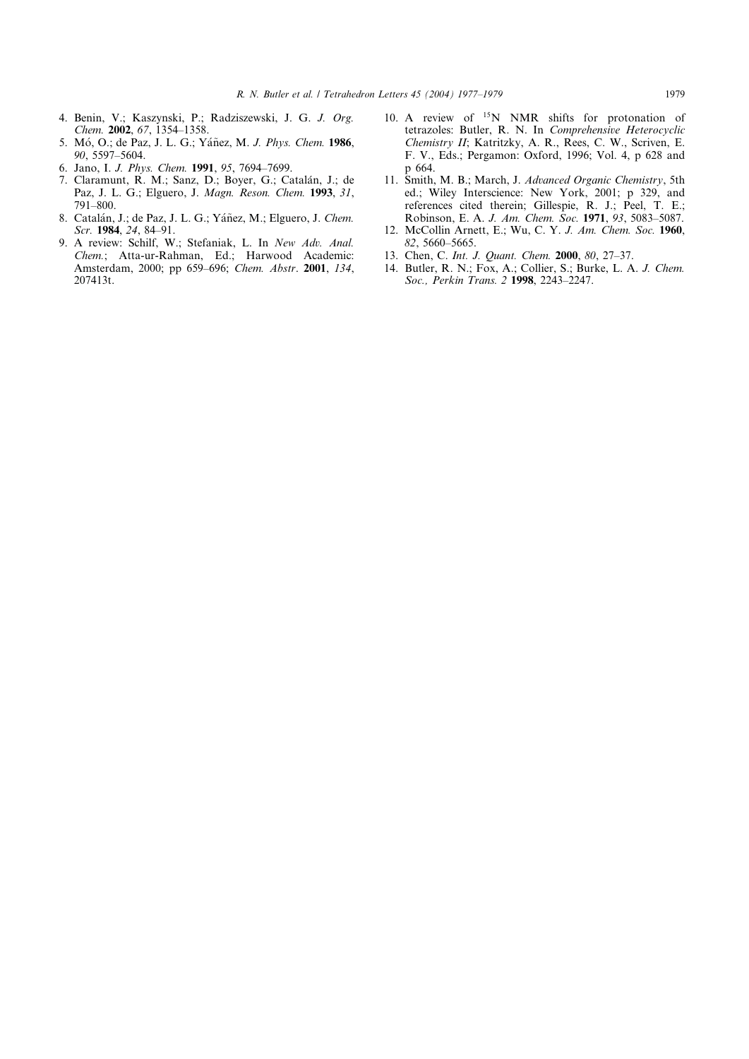4. Benin, V.; Kaszynski, P.; Radziszewski, J. G. *J. Org. Chem.* **2002**, *67*, 1354–1358.
5. Mó, O.; de Paz, J. L. G.; Yáñez, M. *J. Phys. Chem.* **1986**, *90*, 5597–5604.
6. Jano, I. *J. Phys. Chem.* **1991**, *95*, 7694–7699.
7. Claramunt, R. M.; Sanz, D.; Boyer, G.; Catalán, J.; de Paz, J. L. G.; Elguero, J. *Magn. Reson. Chem.* **1993**, *31*, 791–800.
8. Catalán, J.; de Paz, J. L. G.; Yáñez, M.; Elguero, J. *Chem. Scr.* **1984**, *24*, 84–91.
9. A review: Schilf, W.; Stefaniak, L. In *New Adv. Anal. Chem.*; Atta-ur-Rahman, Ed.; Harwood Academic: Amsterdam, 2000; pp 659–696; *Chem. Abstr*. **2001**, *134*, 207413t.
10. A review of $^{15}N$ NMR shifts for protonation of tetrazoles: Butler, R. N. In *Comprehensive Heterocyclic Chemistry II*; Katritzky, A. R., Rees, C. W., Scriven, E. F. V., Eds.; Pergamon: Oxford, 1996; Vol. 4, p 628 and p 664.
11. Smith, M. B.; March, J. *Advanced Organic Chemistry*, 5th ed.; Wiley Interscience: New York, 2001; p 329, and references cited therein; Gillespie, R. J.; Peel, T. E.; Robinson, E. A. *J. Am. Chem. Soc.* **1971**, *93*, 5083–5087.
12. McCollin Arnett, E.; Wu, C. Y. *J. Am. Chem. Soc.* **1960**, *82*, 5660–5665.
13. Chen, C. *Int. J. Quant. Chem.* **2000**, *80*, 27–37.
14. Butler, R. N.; Fox, A.; Collier, S.; Burke, L. A. *J. Chem. Soc., Perkin Trans. 2* **1998**, 2243–2247.